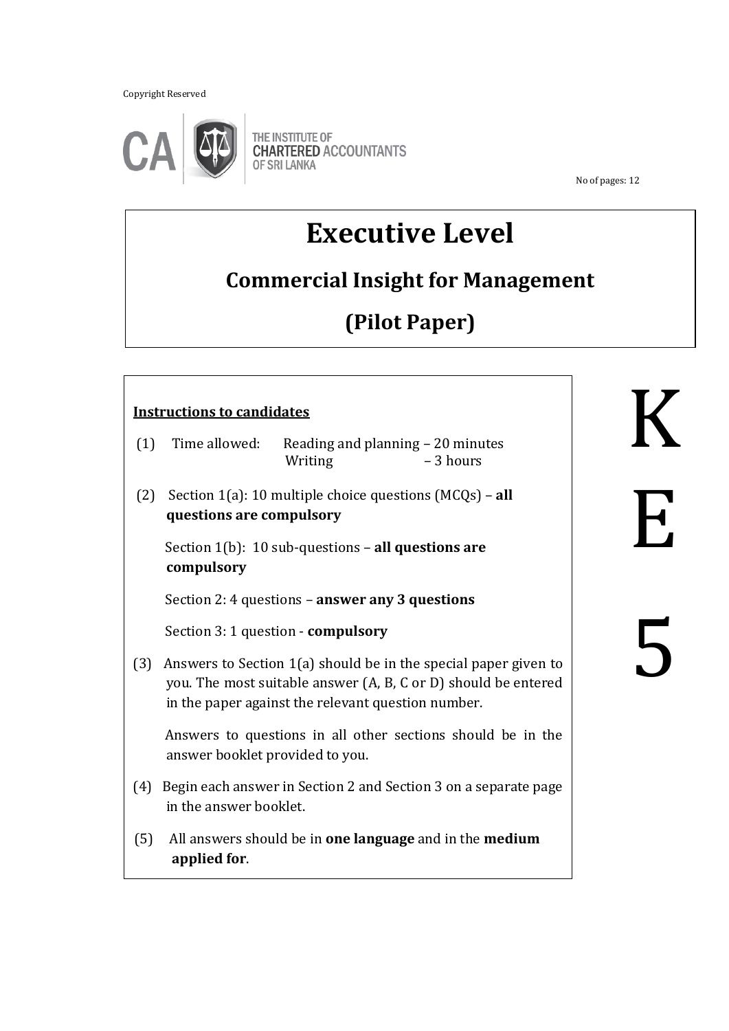Copyright Reserved

THE INSTITUTE OF CHARTERED ACCOUNTANTS OF SRI LANKA

No of pages: 12

# Executive Level

## Commercial Insight for Management

## (Pilot Paper)

K E 5

**Instructions to candidates**

(1) Time allowed: Reading and planning – 20 minutes
Writing – 3 hours

(2) Section 1(a): 10 multiple choice questions (MCQs) – **all questions are compulsory**

Section 1(b): 10 sub-questions – **all questions are compulsory**

Section 2: 4 questions – **answer any 3 questions**

Section 3: 1 question - **compulsory**

(3) Answers to Section 1(a) should be in the special paper given to you. The most suitable answer (A, B, C or D) should be entered in the paper against the relevant question number.

Answers to questions in all other sections should be in the answer booklet provided to you.

(4) Begin each answer in Section 2 and Section 3 on a separate page in the answer booklet.

(5) All answers should be in **one language** and in the **medium applied for**.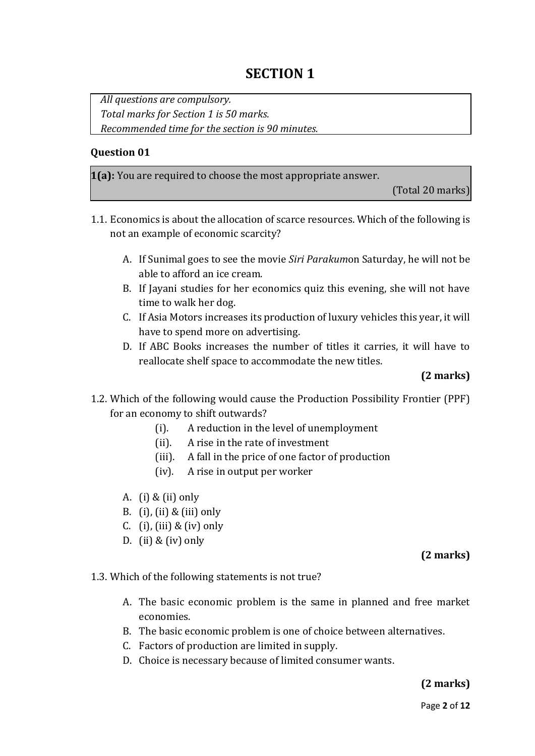# SECTION 1

*All questions are compulsory.*
*Total marks for Section 1 is 50 marks.*
*Recommended time for the section is 90 minutes.*

**Question 01**

**1(a):** You are required to choose the most appropriate answer.

(Total 20 marks)

1.1. Economics is about the allocation of scarce resources. Which of the following is not an example of economic scarcity?

A. If Sunimal goes to see the movie *Siri Parakum*on Saturday, he will not be able to afford an ice cream.
B. If Jayani studies for her economics quiz this evening, she will not have time to walk her dog.
C. If Asia Motors increases its production of luxury vehicles this year, it will have to spend more on advertising.
D. If ABC Books increases the number of titles it carries, it will have to reallocate shelf space to accommodate the new titles.

**(2 marks)**

1.2. Which of the following would cause the Production Possibility Frontier (PPF) for an economy to shift outwards?

(i). A reduction in the level of unemployment
(ii). A rise in the rate of investment
(iii). A fall in the price of one factor of production
(iv). A rise in output per worker

A. (i) & (ii) only
B. (i), (ii) & (iii) only
C. (i), (iii) & (iv) only
D. (ii) & (iv) only

**(2 marks)**

1.3. Which of the following statements is not true?

A. The basic economic problem is the same in planned and free market economies.
B. The basic economic problem is one of choice between alternatives.
C. Factors of production are limited in supply.
D. Choice is necessary because of limited consumer wants.

**(2 marks)**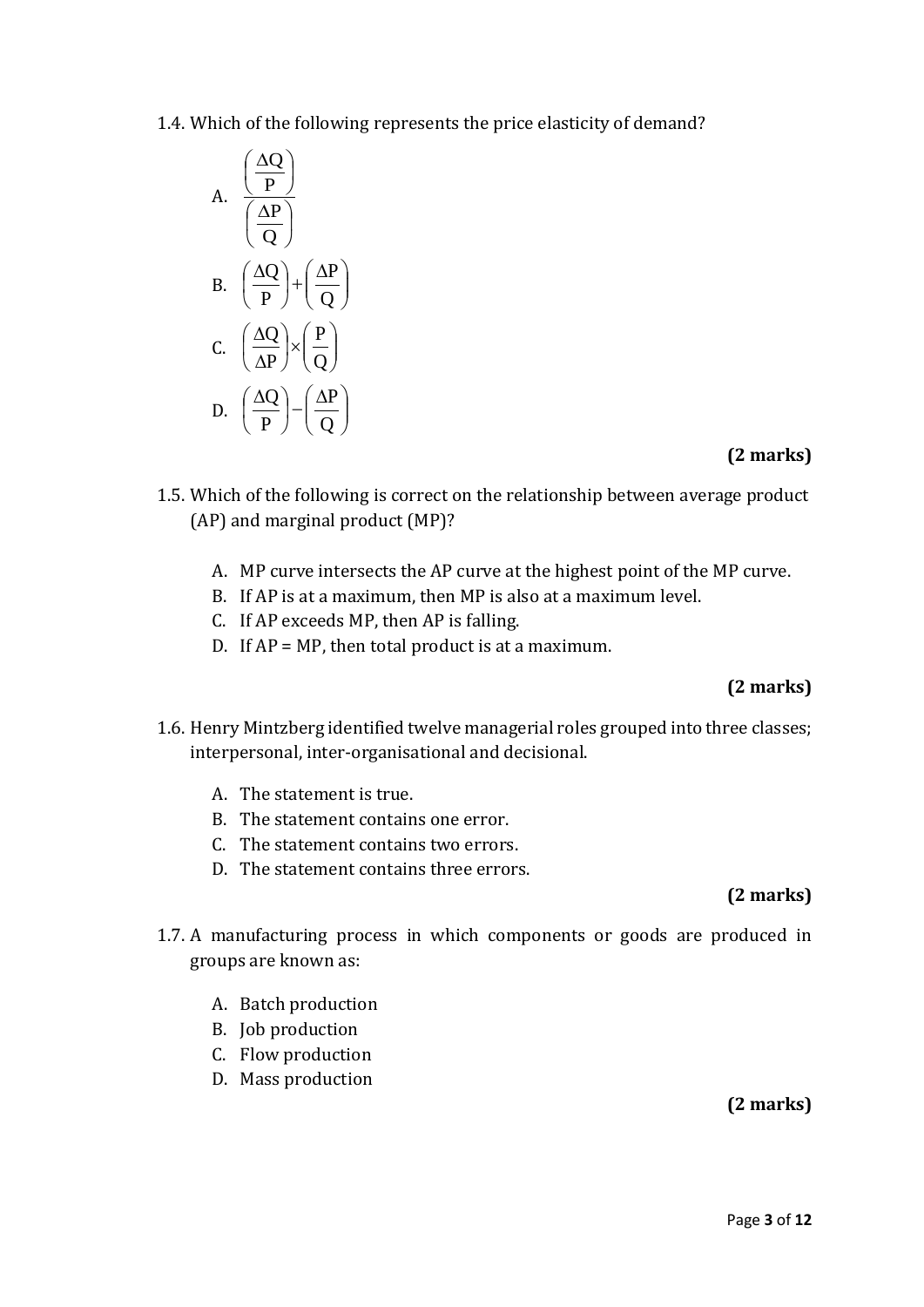1.4. Which of the following represents the price elasticity of demand?

A. $\dfrac{\left(\dfrac{\Delta Q}{P}\right)}{\left(\dfrac{\Delta P}{Q}\right)}$

B. $\left(\dfrac{\Delta Q}{P}\right)+\left(\dfrac{\Delta P}{Q}\right)$

C. $\left(\dfrac{\Delta Q}{\Delta P}\right)\times\left(\dfrac{P}{Q}\right)$

D. $\left(\dfrac{\Delta Q}{P}\right)-\left(\dfrac{\Delta P}{Q}\right)$

**(2 marks)**

1.5. Which of the following is correct on the relationship between average product (AP) and marginal product (MP)?

A. MP curve intersects the AP curve at the highest point of the MP curve.
B. If AP is at a maximum, then MP is also at a maximum level.
C. If AP exceeds MP, then AP is falling.
D. If AP = MP, then total product is at a maximum.

**(2 marks)**

1.6. Henry Mintzberg identified twelve managerial roles grouped into three classes; interpersonal, inter-organisational and decisional.

A. The statement is true.
B. The statement contains one error.
C. The statement contains two errors.
D. The statement contains three errors.

**(2 marks)**

1.7. A manufacturing process in which components or goods are produced in groups are known as:

A. Batch production
B. Job production
C. Flow production
D. Mass production

**(2 marks)**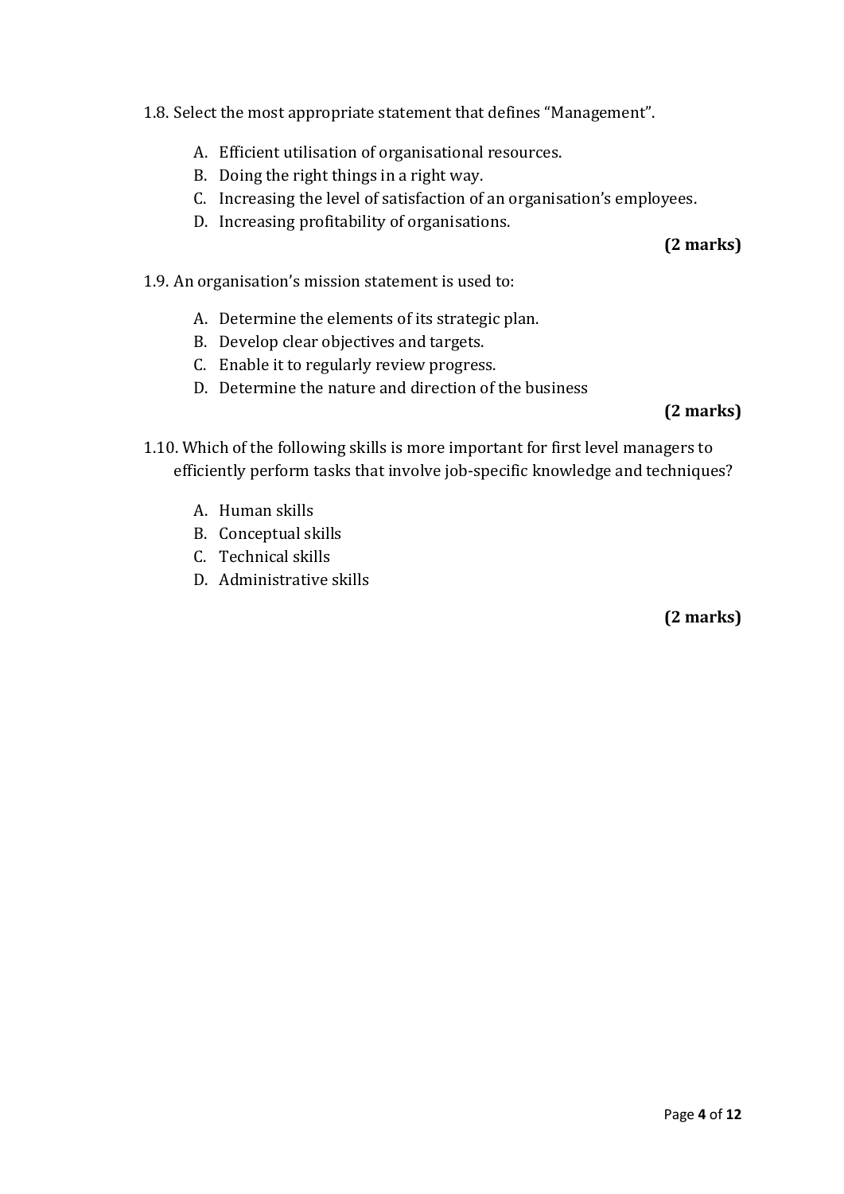1.8. Select the most appropriate statement that defines “Management”.

A. Efficient utilisation of organisational resources.
B. Doing the right things in a right way.
C. Increasing the level of satisfaction of an organisation’s employees.
D. Increasing profitability of organisations.

**(2 marks)**

1.9. An organisation’s mission statement is used to:

A. Determine the elements of its strategic plan.
B. Develop clear objectives and targets.
C. Enable it to regularly review progress.
D. Determine the nature and direction of the business

**(2 marks)**

1.10. Which of the following skills is more important for first level managers to efficiently perform tasks that involve job-specific knowledge and techniques?

A. Human skills
B. Conceptual skills
C. Technical skills
D. Administrative skills

**(2 marks)**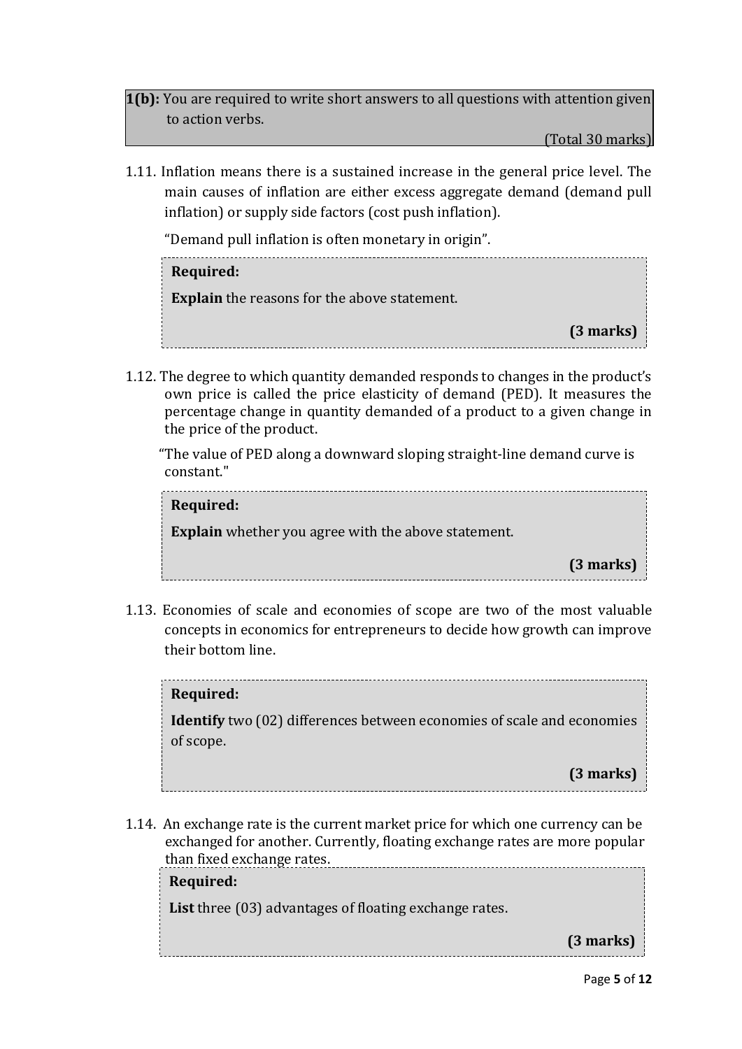**1(b):** You are required to write short answers to all questions with attention given to action verbs.

(Total 30 marks)

1.11. Inflation means there is a sustained increase in the general price level. The main causes of inflation are either excess aggregate demand (demand pull inflation) or supply side factors (cost push inflation).

"Demand pull inflation is often monetary in origin".

**Required:**

**Explain** the reasons for the above statement.

**(3 marks)**

1.12. The degree to which quantity demanded responds to changes in the product's own price is called the price elasticity of demand (PED). It measures the percentage change in quantity demanded of a product to a given change in the price of the product.

"The value of PED along a downward sloping straight-line demand curve is constant."

**Required:**

**Explain** whether you agree with the above statement.

**(3 marks)**

1.13. Economies of scale and economies of scope are two of the most valuable concepts in economics for entrepreneurs to decide how growth can improve their bottom line.

**Required:**

**Identify** two (02) differences between economies of scale and economies of scope.

**(3 marks)**

1.14. An exchange rate is the current market price for which one currency can be exchanged for another. Currently, floating exchange rates are more popular than fixed exchange rates.

**Required:**

**List** three (03) advantages of floating exchange rates.

**(3 marks)**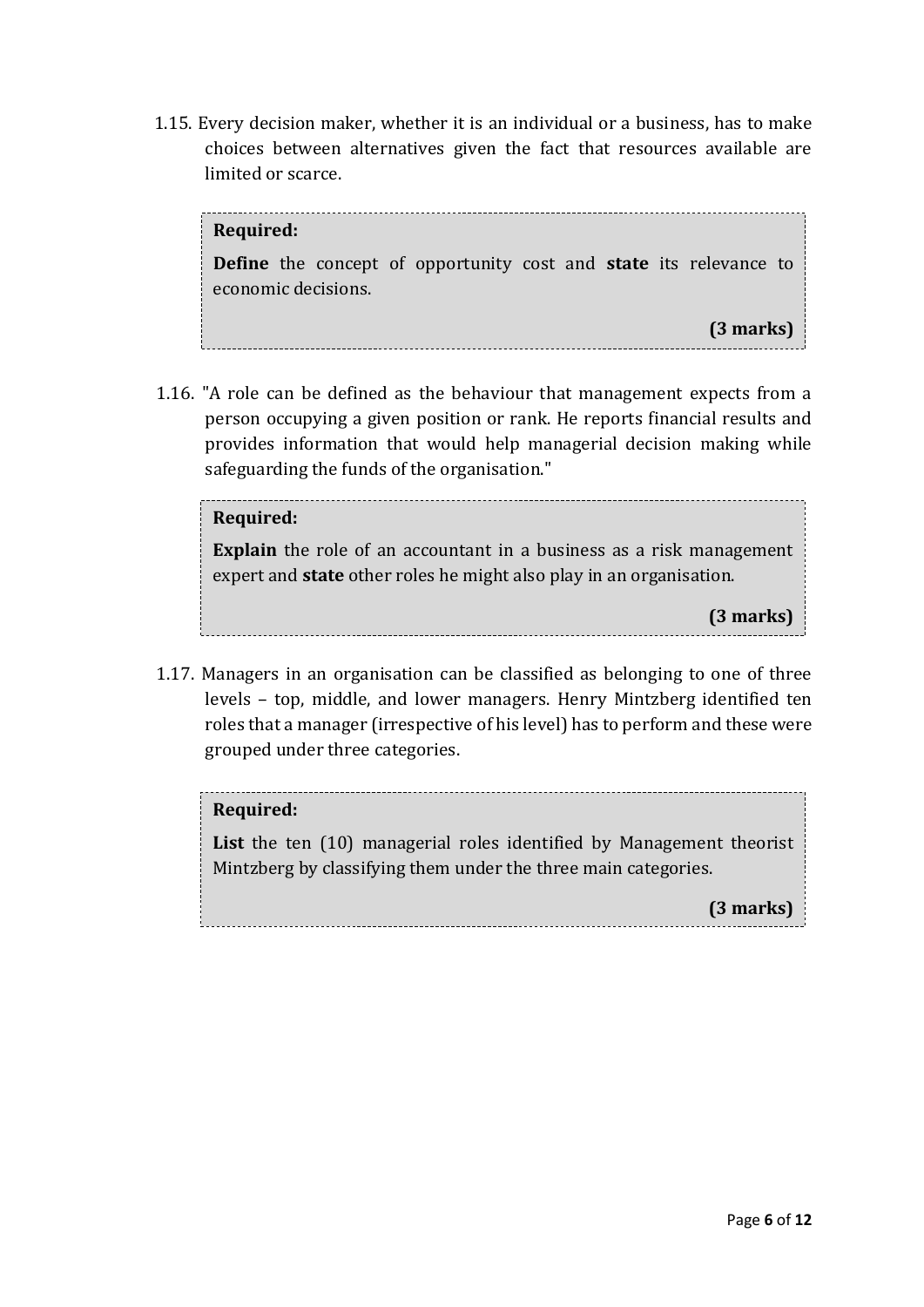1.15. Every decision maker, whether it is an individual or a business, has to make choices between alternatives given the fact that resources available are limited or scarce.

> **Required:**
>
> **Define** the concept of opportunity cost and **state** its relevance to economic decisions.
>
> **(3 marks)**

1.16. "A role can be defined as the behaviour that management expects from a person occupying a given position or rank. He reports financial results and provides information that would help managerial decision making while safeguarding the funds of the organisation."

> **Required:**
>
> **Explain** the role of an accountant in a business as a risk management expert and **state** other roles he might also play in an organisation.
>
> **(3 marks)**

1.17. Managers in an organisation can be classified as belonging to one of three levels – top, middle, and lower managers. Henry Mintzberg identified ten roles that a manager (irrespective of his level) has to perform and these were grouped under three categories.

> **Required:**
>
> **List** the ten (10) managerial roles identified by Management theorist Mintzberg by classifying them under the three main categories.
>
> **(3 marks)**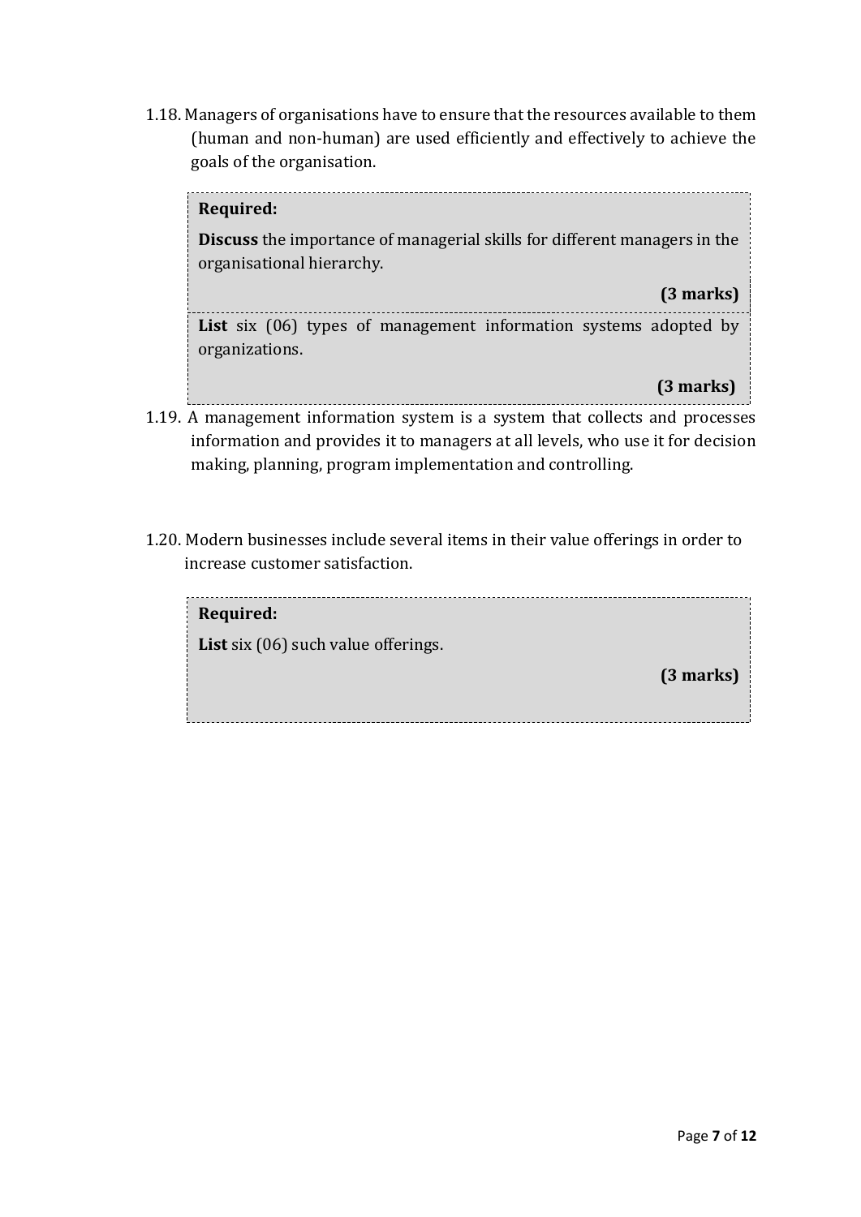1.18. Managers of organisations have to ensure that the resources available to them (human and non-human) are used efficiently and effectively to achieve the goals of the organisation.

**Required:**

**Discuss** the importance of managerial skills for different managers in the organisational hierarchy.

**(3 marks)**

**List** six (06) types of management information systems adopted by organizations.

**(3 marks)**

1.19. A management information system is a system that collects and processes information and provides it to managers at all levels, who use it for decision making, planning, program implementation and controlling.

1.20. Modern businesses include several items in their value offerings in order to increase customer satisfaction.

**Required:**

**List** six (06) such value offerings.

**(3 marks)**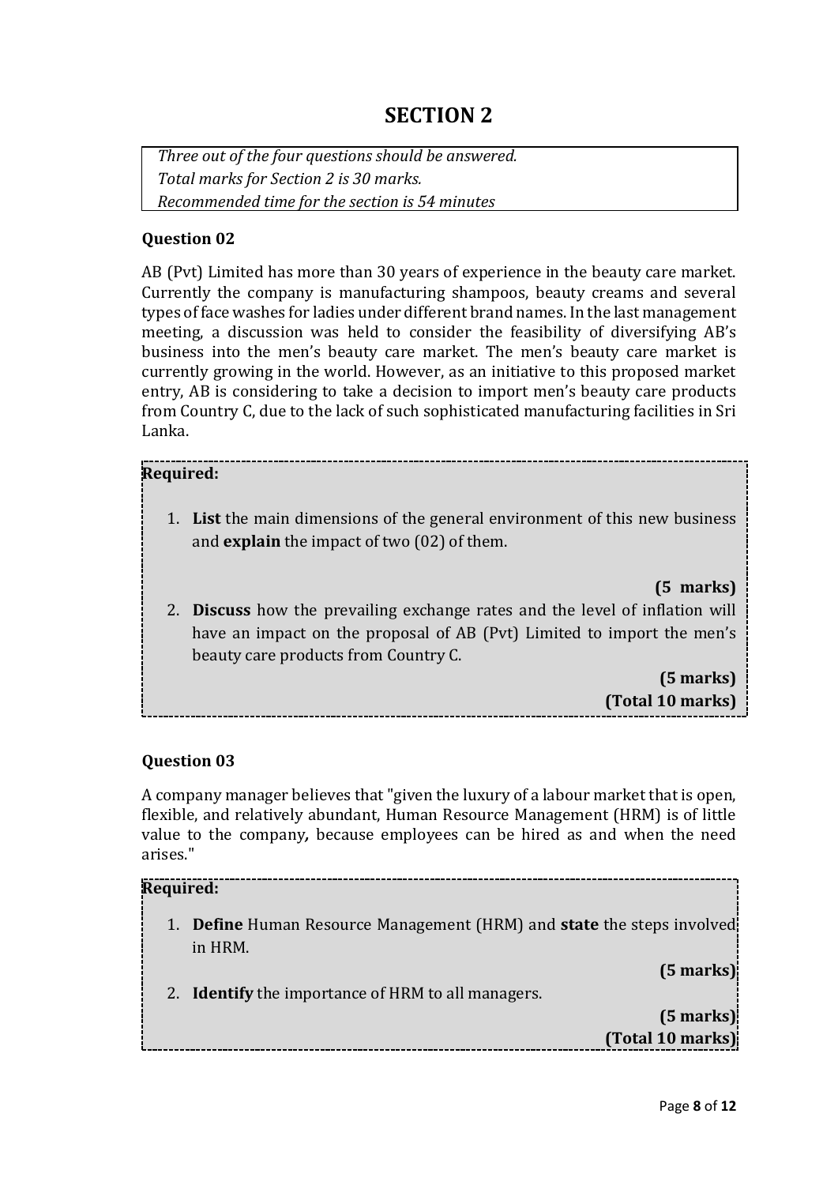# SECTION 2

*Three out of the four questions should be answered.*
*Total marks for Section 2 is 30 marks.*
*Recommended time for the section is 54 minutes*

### Question 02

AB (Pvt) Limited has more than 30 years of experience in the beauty care market. Currently the company is manufacturing shampoos, beauty creams and several types of face washes for ladies under different brand names. In the last management meeting, a discussion was held to consider the feasibility of diversifying AB's business into the men's beauty care market. The men's beauty care market is currently growing in the world. However, as an initiative to this proposed market entry, AB is considering to take a decision to import men's beauty care products from Country C, due to the lack of such sophisticated manufacturing facilities in Sri Lanka.

**Required:**

1. **List** the main dimensions of the general environment of this new business and **explain** the impact of two (02) of them.

   **(5 marks)**

2. **Discuss** how the prevailing exchange rates and the level of inflation will have an impact on the proposal of AB (Pvt) Limited to import the men's beauty care products from Country C.

   **(5 marks)**
   **(Total 10 marks)**

### Question 03

A company manager believes that "given the luxury of a labour market that is open, flexible, and relatively abundant, Human Resource Management (HRM) is of little value to the company**,** because employees can be hired as and when the need arises."

**Required:**

1. **Define** Human Resource Management (HRM) and **state** the steps involved in HRM.

   **(5 marks)**

2. **Identify** the importance of HRM to all managers.

   **(5 marks)**
   **(Total 10 marks)**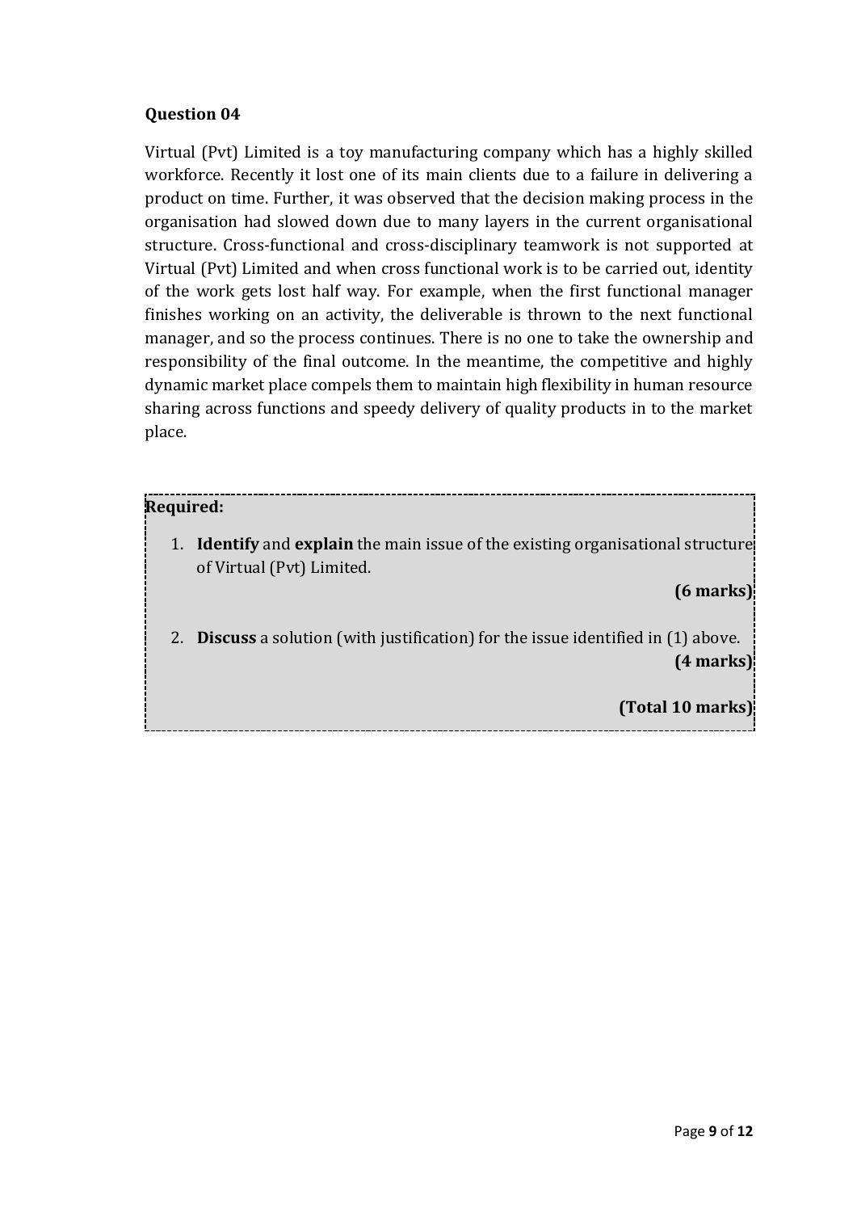**Question 04**

Virtual (Pvt) Limited is a toy manufacturing company which has a highly skilled workforce. Recently it lost one of its main clients due to a failure in delivering a product on time. Further, it was observed that the decision making process in the organisation had slowed down due to many layers in the current organisational structure. Cross-functional and cross-disciplinary teamwork is not supported at Virtual (Pvt) Limited and when cross functional work is to be carried out, identity of the work gets lost half way. For example, when the first functional manager finishes working on an activity, the deliverable is thrown to the next functional manager, and so the process continues. There is no one to take the ownership and responsibility of the final outcome. In the meantime, the competitive and highly dynamic market place compels them to maintain high flexibility in human resource sharing across functions and speedy delivery of quality products in to the market place.

**Required:**

1. **Identify** and **explain** the main issue of the existing organisational structure of Virtual (Pvt) Limited.

   **(6 marks)**

2. **Discuss** a solution (with justification) for the issue identified in (1) above.

   **(4 marks)**

**(Total 10 marks)**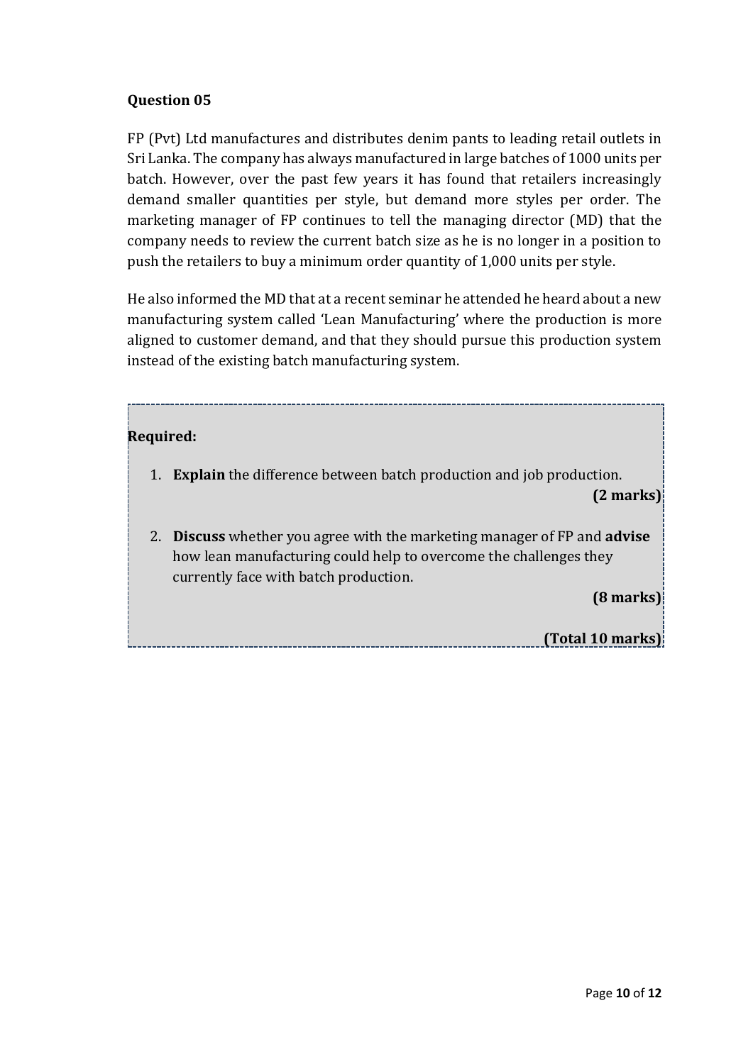**Question 05**

FP (Pvt) Ltd manufactures and distributes denim pants to leading retail outlets in Sri Lanka. The company has always manufactured in large batches of 1000 units per batch. However, over the past few years it has found that retailers increasingly demand smaller quantities per style, but demand more styles per order. The marketing manager of FP continues to tell the managing director (MD) that the company needs to review the current batch size as he is no longer in a position to push the retailers to buy a minimum order quantity of 1,000 units per style.

He also informed the MD that at a recent seminar he attended he heard about a new manufacturing system called 'Lean Manufacturing' where the production is more aligned to customer demand, and that they should pursue this production system instead of the existing batch manufacturing system.

**Required:**

1. **Explain** the difference between batch production and job production.

   **(2 marks)**

2. **Discuss** whether you agree with the marketing manager of FP and **advise** how lean manufacturing could help to overcome the challenges they currently face with batch production.

   **(8 marks)**

**(Total 10 marks)**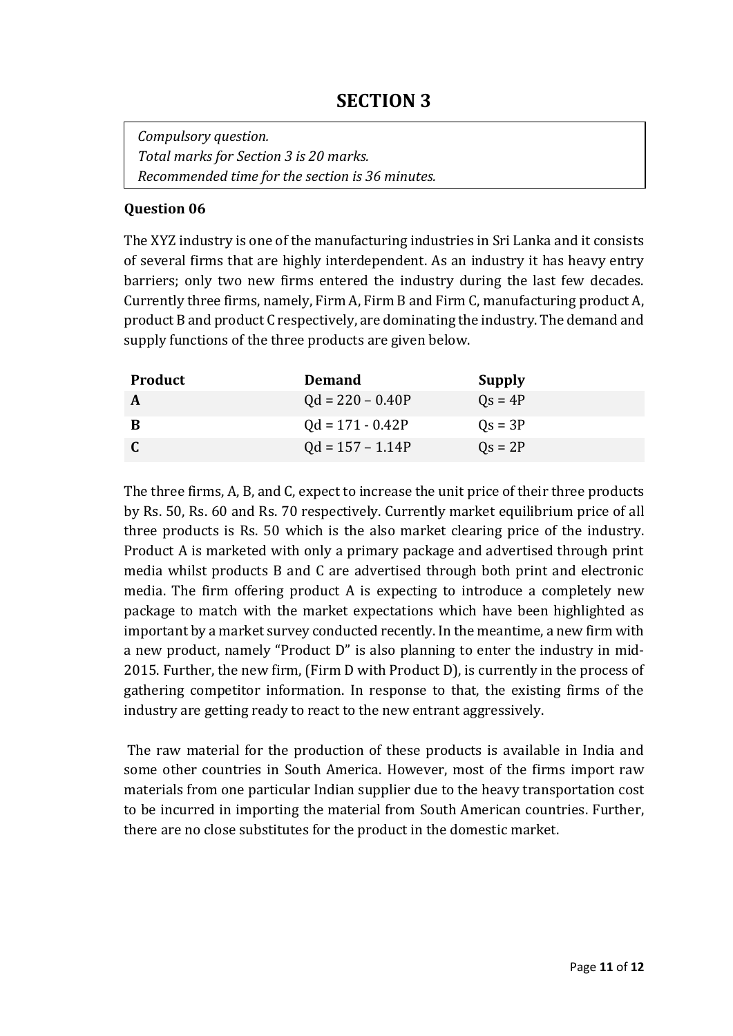# SECTION 3

*Compulsory question.*
*Total marks for Section 3 is 20 marks.*
*Recommended time for the section is 36 minutes.*

### Question 06

The XYZ industry is one of the manufacturing industries in Sri Lanka and it consists of several firms that are highly interdependent. As an industry it has heavy entry barriers; only two new firms entered the industry during the last few decades. Currently three firms, namely, Firm A, Firm B and Firm C, manufacturing product A, product B and product C respectively, are dominating the industry. The demand and supply functions of the three products are given below.

| Product | Demand | Supply |
|---|---|---|
| **A** | $Qd = 220 - 0.40P$ | $Qs = 4P$ |
| **B** | $Qd = 171 - 0.42P$ | $Qs = 3P$ |
| **C** | $Qd = 157 - 1.14P$ | $Qs = 2P$ |

The three firms, A, B, and C, expect to increase the unit price of their three products by Rs. 50, Rs. 60 and Rs. 70 respectively. Currently market equilibrium price of all three products is Rs. 50 which is the also market clearing price of the industry. Product A is marketed with only a primary package and advertised through print media whilst products B and C are advertised through both print and electronic media. The firm offering product A is expecting to introduce a completely new package to match with the market expectations which have been highlighted as important by a market survey conducted recently. In the meantime, a new firm with a new product, namely "Product D" is also planning to enter the industry in mid-2015. Further, the new firm, (Firm D with Product D), is currently in the process of gathering competitor information. In response to that, the existing firms of the industry are getting ready to react to the new entrant aggressively.

The raw material for the production of these products is available in India and some other countries in South America. However, most of the firms import raw materials from one particular Indian supplier due to the heavy transportation cost to be incurred in importing the material from South American countries. Further, there are no close substitutes for the product in the domestic market.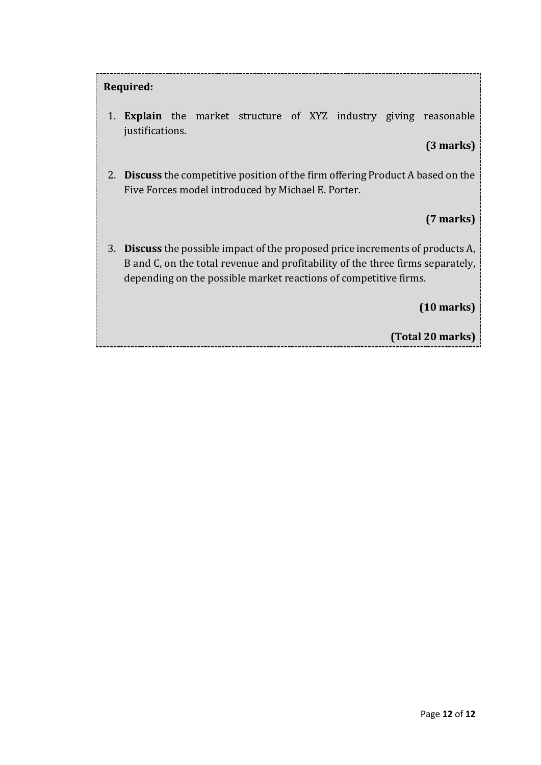**Required:**

1. **Explain** the market structure of XYZ industry giving reasonable justifications.

   **(3 marks)**

2. **Discuss** the competitive position of the firm offering Product A based on the Five Forces model introduced by Michael E. Porter.

   **(7 marks)**

3. **Discuss** the possible impact of the proposed price increments of products A, B and C, on the total revenue and profitability of the three firms separately, depending on the possible market reactions of competitive firms.

   **(10 marks)**

**(Total 20 marks)**